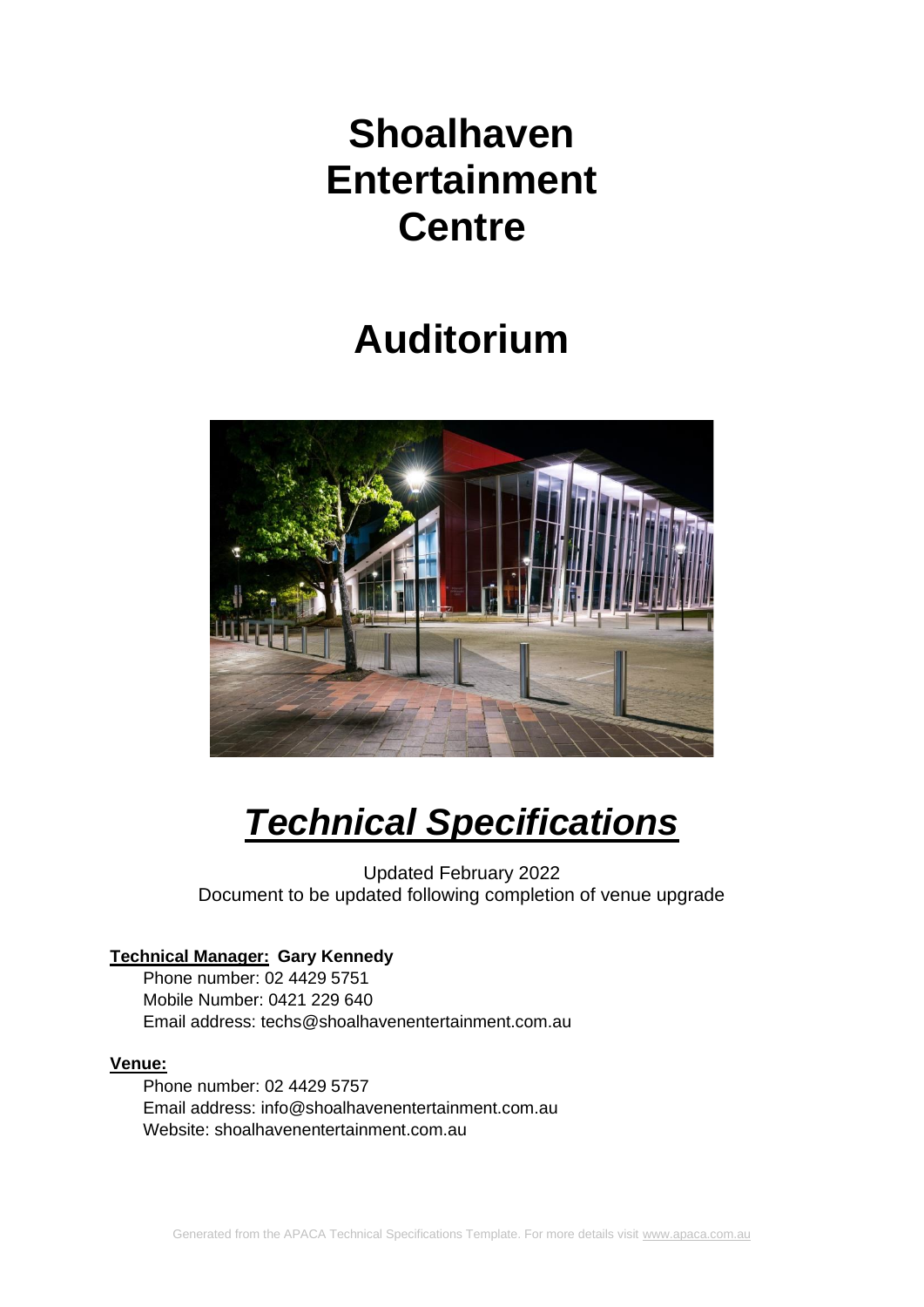# Shoalhaven Entertainment Centre

# Auditorium

# ***Technical Specifications***

Updated February 2022
Document to be updated following completion of venue upgrade

**Technical Manager: Gary Kennedy**
Phone number: 02 4429 5751
Mobile Number: 0421 229 640
Email address: techs@shoalhavenentertainment.com.au

**Venue:**
Phone number: 02 4429 5757
Email address: info@shoalhavenentertainment.com.au
Website: shoalhavenentertainment.com.au

Generated from the APACA Technical Specifications Template. For more details visit www.apaca.com.au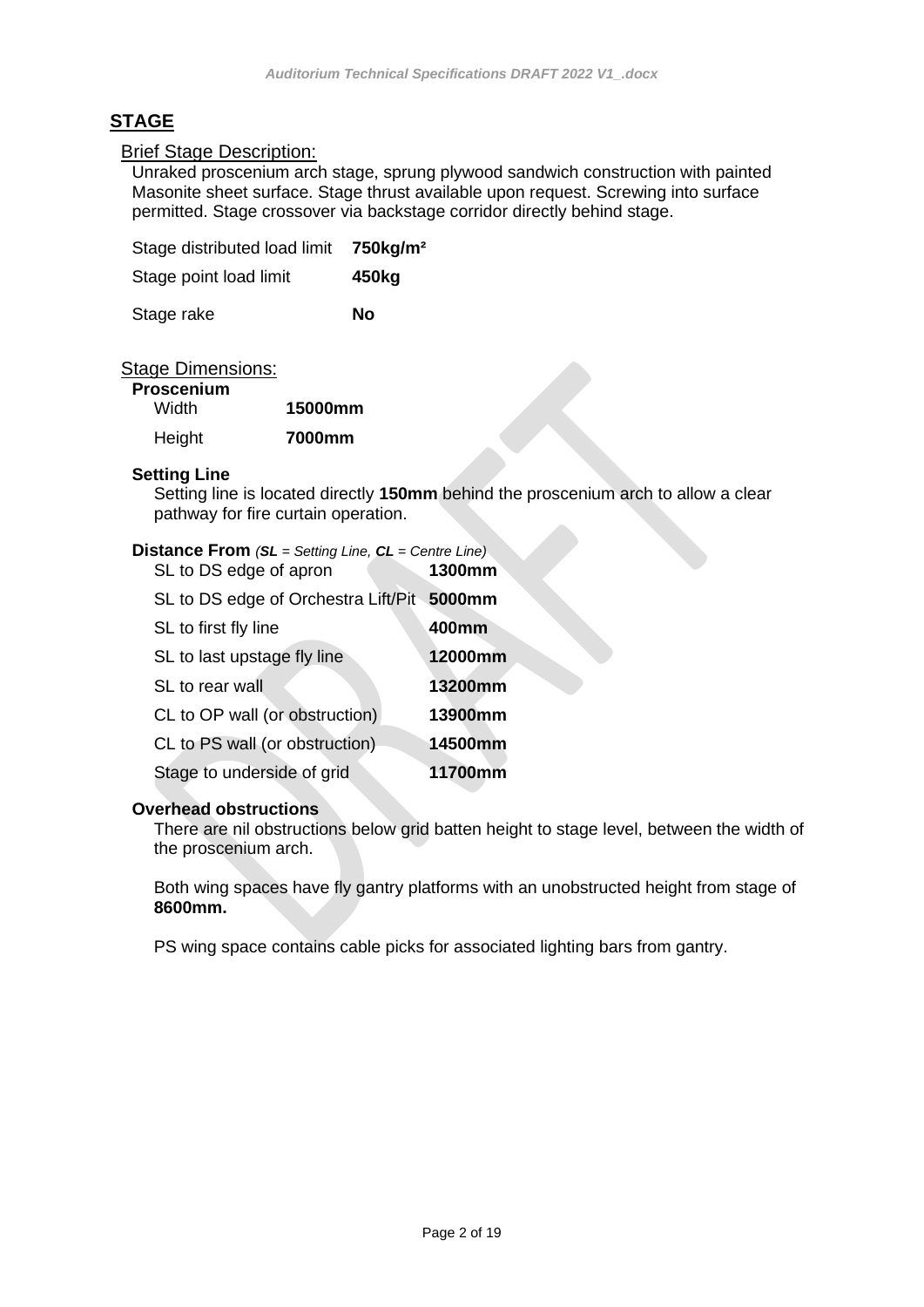# STAGE

## Brief Stage Description:

Unraked proscenium arch stage, sprung plywood sandwich construction with painted Masonite sheet surface. Stage thrust available upon request. Screwing into surface permitted. Stage crossover via backstage corridor directly behind stage.

| | |
|---|---|
| Stage distributed load limit | **750kg/m²** |
| Stage point load limit | **450kg** |
| Stage rake | **No** |

## Stage Dimensions:

**Proscenium**

| | |
|---|---|
| Width | **15000mm** |
| Height | **7000mm** |

**Setting Line**

Setting line is located directly **150mm** behind the proscenium arch to allow a clear pathway for fire curtain operation.

**Distance From** *(**SL** = Setting Line, **CL** = Centre Line)*

| | |
|---|---|
| SL to DS edge of apron | **1300mm** |
| SL to DS edge of Orchestra Lift/Pit | **5000mm** |
| SL to first fly line | **400mm** |
| SL to last upstage fly line | **12000mm** |
| SL to rear wall | **13200mm** |
| CL to OP wall (or obstruction) | **13900mm** |
| CL to PS wall (or obstruction) | **14500mm** |
| Stage to underside of grid | **11700mm** |

**Overhead obstructions**

There are nil obstructions below grid batten height to stage level, between the width of the proscenium arch.

Both wing spaces have fly gantry platforms with an unobstructed height from stage of **8600mm.**

PS wing space contains cable picks for associated lighting bars from gantry.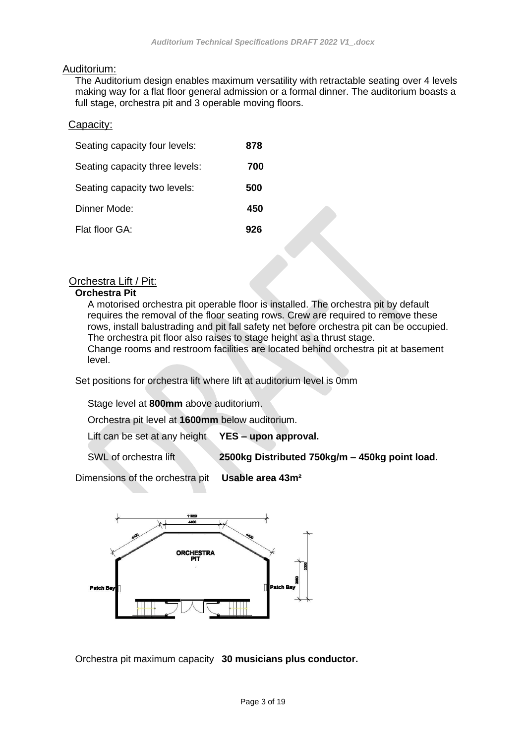## Auditorium:

The Auditorium design enables maximum versatility with retractable seating over 4 levels making way for a flat floor general admission or a formal dinner. The auditorium boasts a full stage, orchestra pit and 3 operable moving floors.

### Capacity:

| | |
|---|---|
| Seating capacity four levels: | **878** |
| Seating capacity three levels: | **700** |
| Seating capacity two levels: | **500** |
| Dinner Mode: | **450** |
| Flat floor GA: | **926** |

### Orchestra Lift / Pit:

**Orchestra Pit**

A motorised orchestra pit operable floor is installed. The orchestra pit by default requires the removal of the floor seating rows. Crew are required to remove these rows, install balustrading and pit fall safety net before orchestra pit can be occupied. The orchestra pit floor also raises to stage height as a thrust stage.
Change rooms and restroom facilities are located behind orchestra pit at basement level.

Set positions for orchestra lift where lift at auditorium level is 0mm

Stage level at **800mm** above auditorium.

Orchestra pit level at **1600mm** below auditorium.

Lift can be set at any height **YES – upon approval.**

SWL of orchestra lift **2500kg Distributed 750kg/m – 450kg point load.**

Dimensions of the orchestra pit **Usable area 43m²**

Orchestra pit maximum capacity **30 musicians plus conductor.**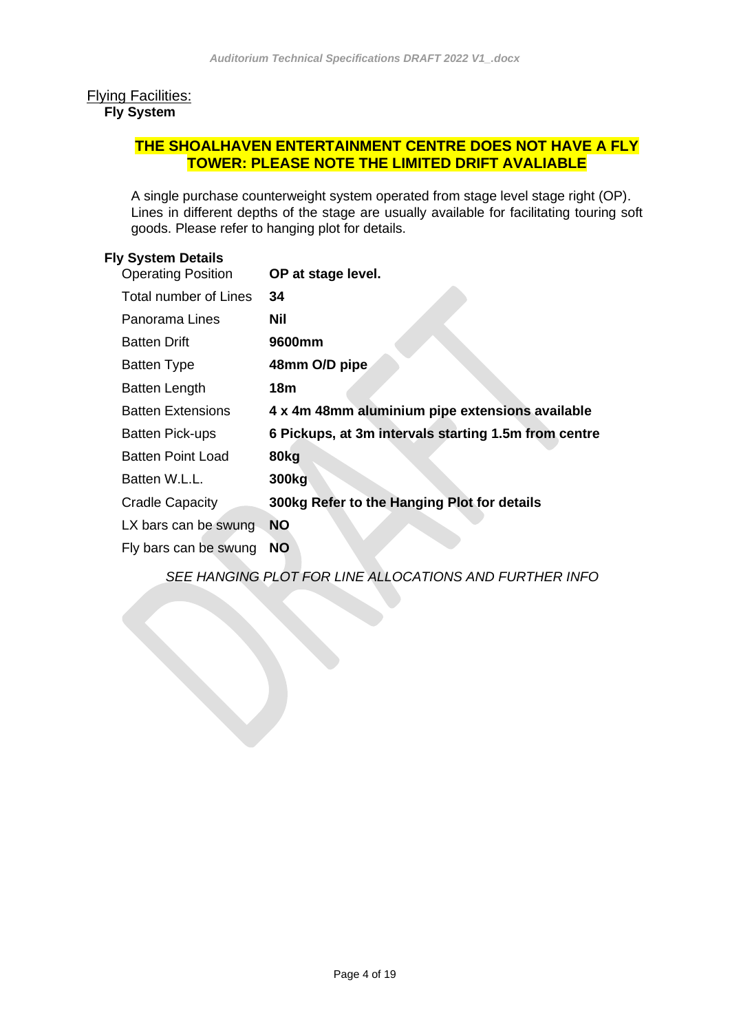## Flying Facilities:

### Fly System

**THE SHOALHAVEN ENTERTAINMENT CENTRE DOES NOT HAVE A FLY TOWER: PLEASE NOTE THE LIMITED DRIFT AVALIABLE**

A single purchase counterweight system operated from stage level stage right (OP). Lines in different depths of the stage are usually available for facilitating touring soft goods. Please refer to hanging plot for details.

### Fly System Details

| | |
|---|---|
| Operating Position | **OP at stage level.** |
| Total number of Lines | **34** |
| Panorama Lines | **Nil** |
| Batten Drift | **9600mm** |
| Batten Type | **48mm O/D pipe** |
| Batten Length | **18m** |
| Batten Extensions | **4 x 4m 48mm aluminium pipe extensions available** |
| Batten Pick-ups | **6 Pickups, at 3m intervals starting 1.5m from centre** |
| Batten Point Load | **80kg** |
| Batten W.L.L. | **300kg** |
| Cradle Capacity | **300kg Refer to the Hanging Plot for details** |
| LX bars can be swung | **NO** |
| Fly bars can be swung | **NO** |

*SEE HANGING PLOT FOR LINE ALLOCATIONS AND FURTHER INFO*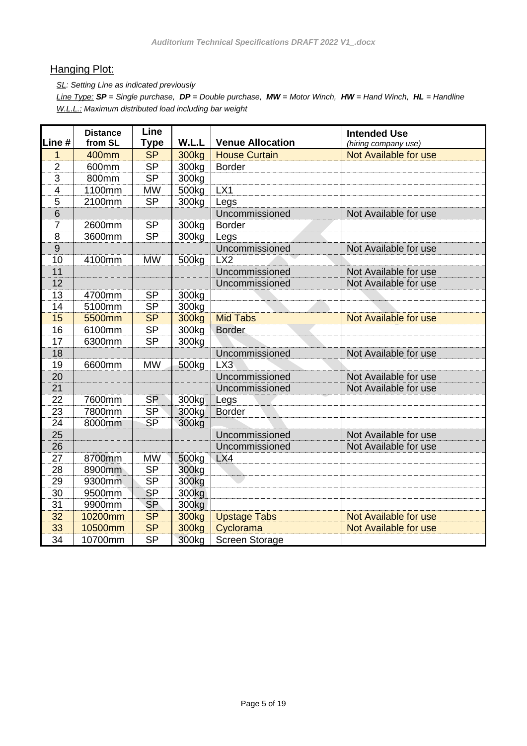## Hanging Plot:

*SL: Setting Line as indicated previously*

*Line Type: **SP** = Single purchase, **DP** = Double purchase, **MW** = Motor Winch, **HW** = Hand Winch, **HL** = Handline*

*W.L.L.: Maximum distributed load including bar weight*

| Line # | Distance from SL | Line Type | W.L.L | Venue Allocation | Intended Use (hiring company use) |
|---|---|---|---|---|---|
| 1 | 400mm | SP | 300kg | House Curtain | Not Available for use |
| 2 | 600mm | SP | 300kg | Border | |
| 3 | 800mm | SP | 300kg | | |
| 4 | 1100mm | MW | 500kg | LX1 | |
| 5 | 2100mm | SP | 300kg | Legs | |
| 6 | | | | Uncommissioned | Not Available for use |
| 7 | 2600mm | SP | 300kg | Border | |
| 8 | 3600mm | SP | 300kg | Legs | |
| 9 | | | | Uncommissioned | Not Available for use |
| 10 | 4100mm | MW | 500kg | LX2 | |
| 11 | | | | Uncommissioned | Not Available for use |
| 12 | | | | Uncommissioned | Not Available for use |
| 13 | 4700mm | SP | 300kg | | |
| 14 | 5100mm | SP | 300kg | | |
| 15 | 5500mm | SP | 300kg | Mid Tabs | Not Available for use |
| 16 | 6100mm | SP | 300kg | Border | |
| 17 | 6300mm | SP | 300kg | | |
| 18 | | | | Uncommissioned | Not Available for use |
| 19 | 6600mm | MW | 500kg | LX3 | |
| 20 | | | | Uncommissioned | Not Available for use |
| 21 | | | | Uncommissioned | Not Available for use |
| 22 | 7600mm | SP | 300kg | Legs | |
| 23 | 7800mm | SP | 300kg | Border | |
| 24 | 8000mm | SP | 300kg | | |
| 25 | | | | Uncommissioned | Not Available for use |
| 26 | | | | Uncommissioned | Not Available for use |
| 27 | 8700mm | MW | 500kg | LX4 | |
| 28 | 8900mm | SP | 300kg | | |
| 29 | 9300mm | SP | 300kg | | |
| 30 | 9500mm | SP | 300kg | | |
| 31 | 9900mm | SP | 300kg | | |
| 32 | 10200mm | SP | 300kg | Upstage Tabs | Not Available for use |
| 33 | 10500mm | SP | 300kg | Cyclorama | Not Available for use |
| 34 | 10700mm | SP | 300kg | Screen Storage | |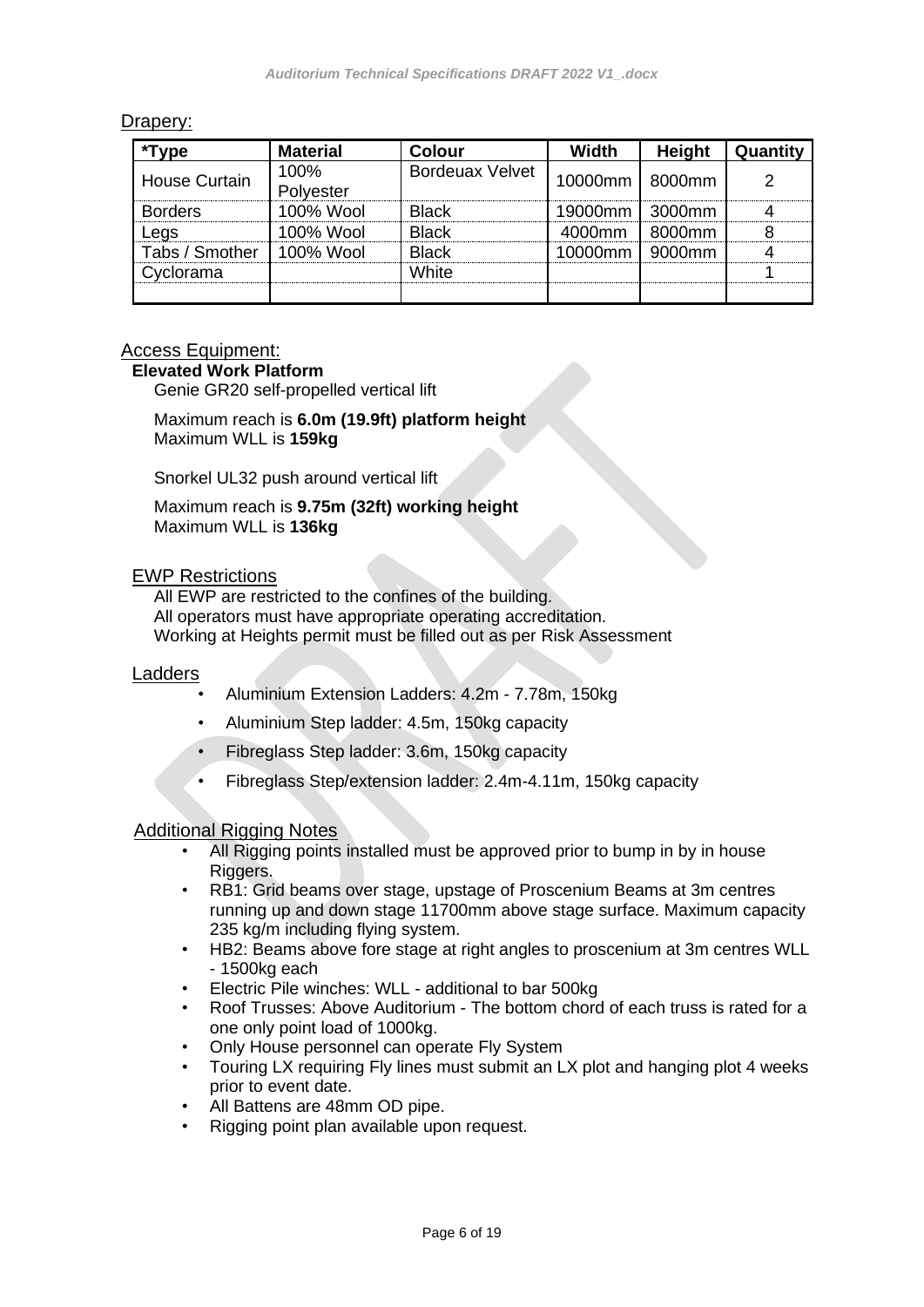## Drapery:

| *Type | Material | Colour | Width | Height | Quantity |
|---|---|---|---|---|---|
| House Curtain | 100% Polyester | Bordeuax Velvet | 10000mm | 8000mm | 2 |
| Borders | 100% Wool | Black | 19000mm | 3000mm | 4 |
| Legs | 100% Wool | Black | 4000mm | 8000mm | 8 |
| Tabs / Smother | 100% Wool | Black | 10000mm | 9000mm | 4 |
| Cyclorama | | White | | | 1 |
| | | | | | |

## Access Equipment:

**Elevated Work Platform**

Genie GR20 self-propelled vertical lift

Maximum reach is **6.0m (19.9ft) platform height**
Maximum WLL is **159kg**

Snorkel UL32 push around vertical lift

Maximum reach is **9.75m (32ft) working height**
Maximum WLL is **136kg**

## EWP Restrictions

All EWP are restricted to the confines of the building.
All operators must have appropriate operating accreditation.
Working at Heights permit must be filled out as per Risk Assessment

## Ladders

- Aluminium Extension Ladders: 4.2m - 7.78m, 150kg
- Aluminium Step ladder: 4.5m, 150kg capacity
- Fibreglass Step ladder: 3.6m, 150kg capacity
- Fibreglass Step/extension ladder: 2.4m-4.11m, 150kg capacity

## Additional Rigging Notes

- All Rigging points installed must be approved prior to bump in by in house Riggers.
- RB1: Grid beams over stage, upstage of Proscenium Beams at 3m centres running up and down stage 11700mm above stage surface. Maximum capacity 235 kg/m including flying system.
- HB2: Beams above fore stage at right angles to proscenium at 3m centres WLL - 1500kg each
- Electric Pile winches: WLL - additional to bar 500kg
- Roof Trusses: Above Auditorium - The bottom chord of each truss is rated for a one only point load of 1000kg.
- Only House personnel can operate Fly System
- Touring LX requiring Fly lines must submit an LX plot and hanging plot 4 weeks prior to event date.
- All Battens are 48mm OD pipe.
- Rigging point plan available upon request.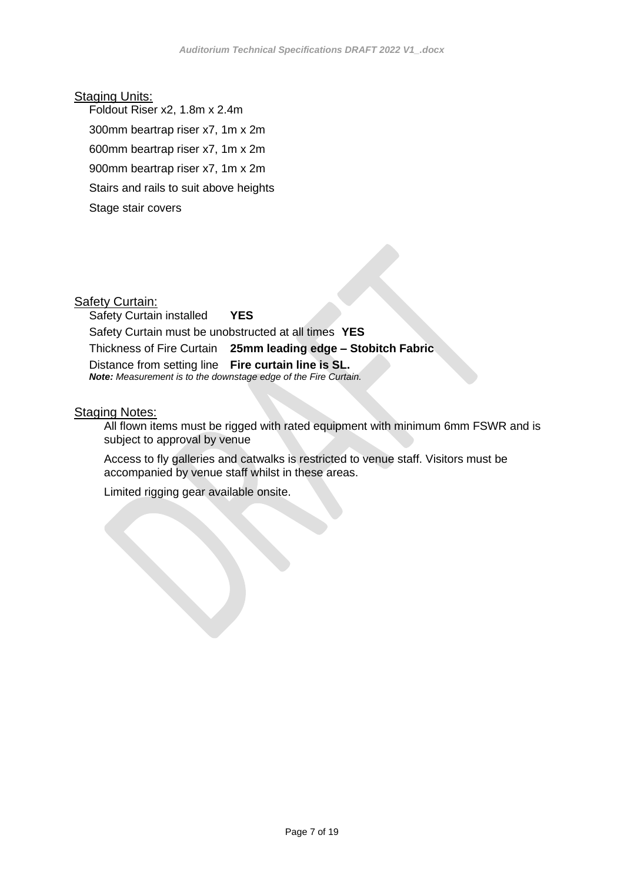## Staging Units:

Foldout Riser x2, 1.8m x 2.4m

300mm beartrap riser x7, 1m x 2m

600mm beartrap riser x7, 1m x 2m

900mm beartrap riser x7, 1m x 2m

Stairs and rails to suit above heights

Stage stair covers

## Safety Curtain:

Safety Curtain installed **YES**

Safety Curtain must be unobstructed at all times **YES**

Thickness of Fire Curtain **25mm leading edge – Stobitch Fabric**

Distance from setting line **Fire curtain line is SL.**

***Note:*** *Measurement is to the downstage edge of the Fire Curtain.*

## Staging Notes:

All flown items must be rigged with rated equipment with minimum 6mm FSWR and is subject to approval by venue

Access to fly galleries and catwalks is restricted to venue staff. Visitors must be accompanied by venue staff whilst in these areas.

Limited rigging gear available onsite.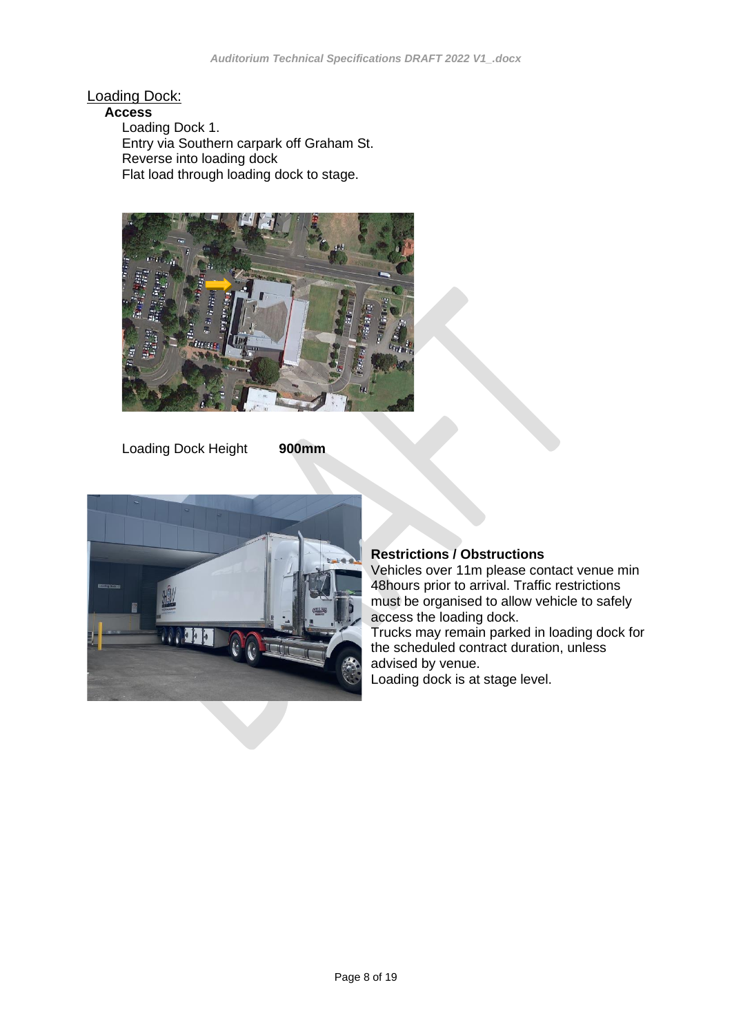## Loading Dock:

### Access

Loading Dock 1.
Entry via Southern carpark off Graham St.
Reverse into loading dock
Flat load through loading dock to stage.

Loading Dock Height **900mm**

**Restrictions / Obstructions**

Vehicles over 11m please contact venue min 48hours prior to arrival. Traffic restrictions must be organised to allow vehicle to safely access the loading dock.
Trucks may remain parked in loading dock for the scheduled contract duration, unless advised by venue.
Loading dock is at stage level.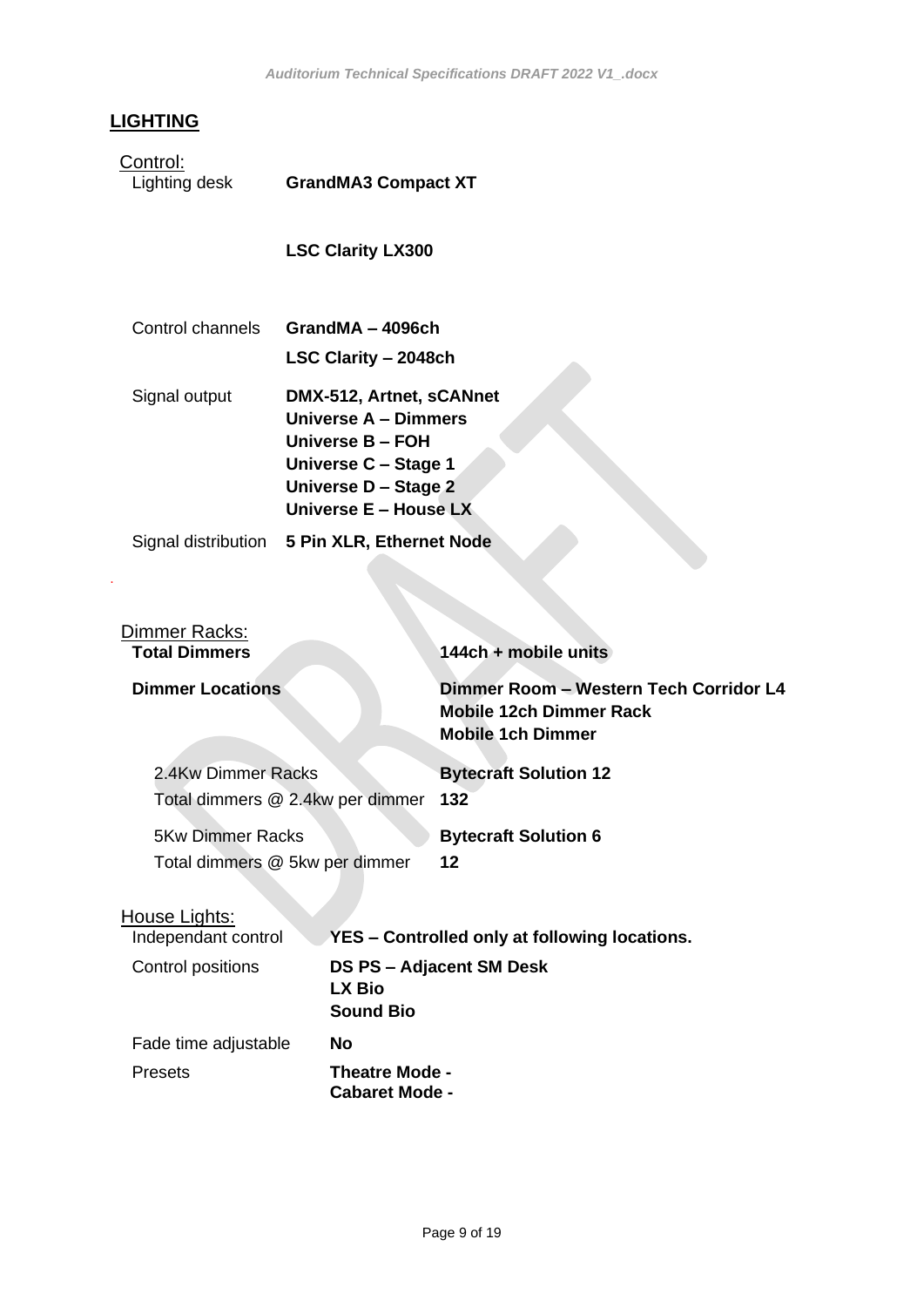## LIGHTING

Control:

| | |
|---|---|
| Lighting desk | **GrandMA3 Compact XT** |
| | **LSC Clarity LX300** |
| Control channels | **GrandMA – 4096ch**<br>**LSC Clarity – 2048ch** |
| Signal output | **DMX-512, Artnet, sCANnet**<br>**Universe A – Dimmers**<br>**Universe B – FOH**<br>**Universe C – Stage 1**<br>**Universe D – Stage 2**<br>**Universe E – House LX** |
| Signal distribution | **5 Pin XLR, Ethernet Node** |

Dimmer Racks:

| | |
|---|---|
| **Total Dimmers** | **144ch + mobile units** |
| **Dimmer Locations** | **Dimmer Room – Western Tech Corridor L4**<br>**Mobile 12ch Dimmer Rack**<br>**Mobile 1ch Dimmer** |
| 2.4Kw Dimmer Racks | **Bytecraft Solution 12** |
| Total dimmers @ 2.4kw per dimmer | **132** |
| 5Kw Dimmer Racks | **Bytecraft Solution 6** |
| Total dimmers @ 5kw per dimmer | **12** |

House Lights:

| | |
|---|---|
| Independant control | **YES – Controlled only at following locations.** |
| Control positions | **DS PS – Adjacent SM Desk**<br>**LX Bio**<br>**Sound Bio** |
| Fade time adjustable | **No** |
| Presets | **Theatre Mode -**<br>**Cabaret Mode -** |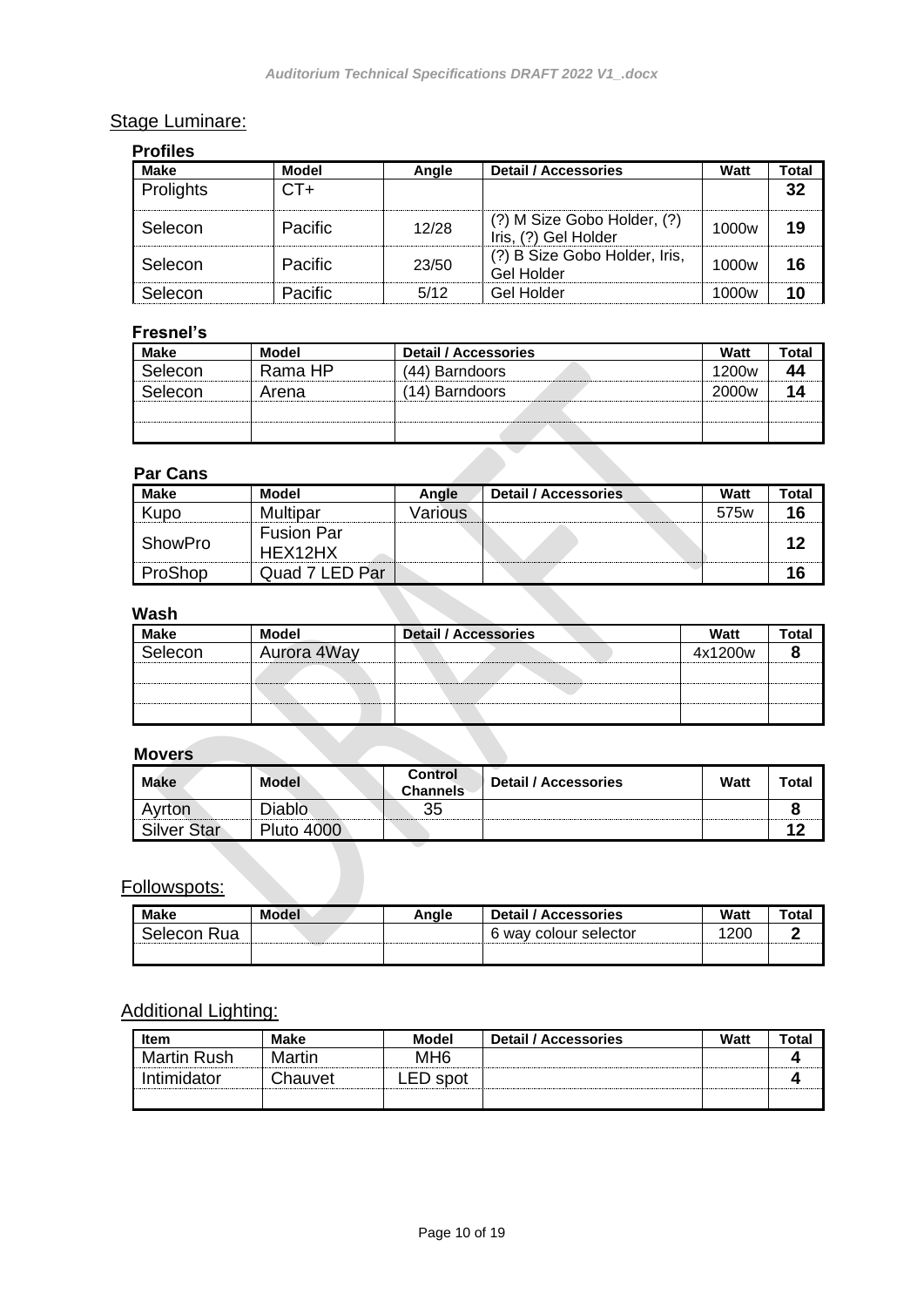## Stage Luminare:

### Profiles

| Make | Model | Angle | Detail / Accessories | Watt | Total |
|---|---|---|---|---|---|
| Prolights | CT+ | | | | **32** |
| Selecon | Pacific | 12/28 | (?) M Size Gobo Holder, (?) Iris, (?) Gel Holder | 1000w | **19** |
| Selecon | Pacific | 23/50 | (?) B Size Gobo Holder, Iris, Gel Holder | 1000w | **16** |
| Selecon | Pacific | 5/12 | Gel Holder | 1000w | **10** |

### Fresnel's

| Make | Model | Detail / Accessories | Watt | Total |
|---|---|---|---|---|
| Selecon | Rama HP | (44) Barndoors | 1200w | **44** |
| Selecon | Arena | (14) Barndoors | 2000w | **14** |
| | | | | |
| | | | | |

### Par Cans

| Make | Model | Angle | Detail / Accessories | Watt | Total |
|---|---|---|---|---|---|
| Kupo | Multipar | Various | | 575w | **16** |
| ShowPro | Fusion Par HEX12HX | | | | **12** |
| ProShop | Quad 7 LED Par | | | | **16** |

### Wash

| Make | Model | Detail / Accessories | Watt | Total |
|---|---|---|---|---|
| Selecon | Aurora 4Way | | 4x1200w | **8** |
| | | | | |
| | | | | |
| | | | | |

### Movers

| Make | Model | Control Channels | Detail / Accessories | Watt | Total |
|---|---|---|---|---|---|
| Ayrton | Diablo | 35 | | | **8** |
| Silver Star | Pluto 4000 | | | | **12** |

## Followspots:

| Make | Model | Angle | Detail / Accessories | Watt | Total |
|---|---|---|---|---|---|
| Selecon Rua | | | 6 way colour selector | 1200 | **2** |
| | | | | | |

## Additional Lighting:

| Item | Make | Model | Detail / Accessories | Watt | Total |
|---|---|---|---|---|---|
| Martin Rush | Martin | MH6 | | | **4** |
| Intimidator | Chauvet | LED spot | | | **4** |
| | | | | | |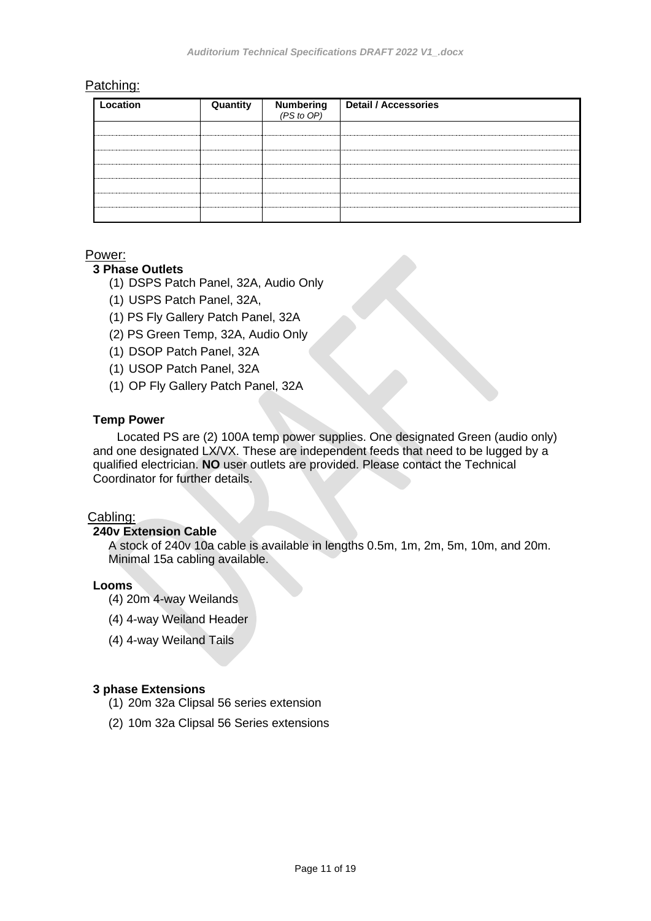## Patching:

| Location | Quantity | Numbering *(PS to OP)* | Detail / Accessories |
|---|---|---|---|
| | | | |
| | | | |
| | | | |
| | | | |
| | | | |
| | | | |
| | | | |

## Power:

### 3 Phase Outlets

(1) DSPS Patch Panel, 32A, Audio Only

(1) USPS Patch Panel, 32A,

(1) PS Fly Gallery Patch Panel, 32A

(2) PS Green Temp, 32A, Audio Only

(1) DSOP Patch Panel, 32A

(1) USOP Patch Panel, 32A

(1) OP Fly Gallery Patch Panel, 32A

### Temp Power

Located PS are (2) 100A temp power supplies. One designated Green (audio only) and one designated LX/VX. These are independent feeds that need to be lugged by a qualified electrician. **NO** user outlets are provided. Please contact the Technical Coordinator for further details.

## Cabling:

### 240v Extension Cable

A stock of 240v 10a cable is available in lengths 0.5m, 1m, 2m, 5m, 10m, and 20m. Minimal 15a cabling available.

### Looms

(4) 20m 4-way Weilands

(4) 4-way Weiland Header

(4) 4-way Weiland Tails

### 3 phase Extensions

(1) 20m 32a Clipsal 56 series extension

(2) 10m 32a Clipsal 56 Series extensions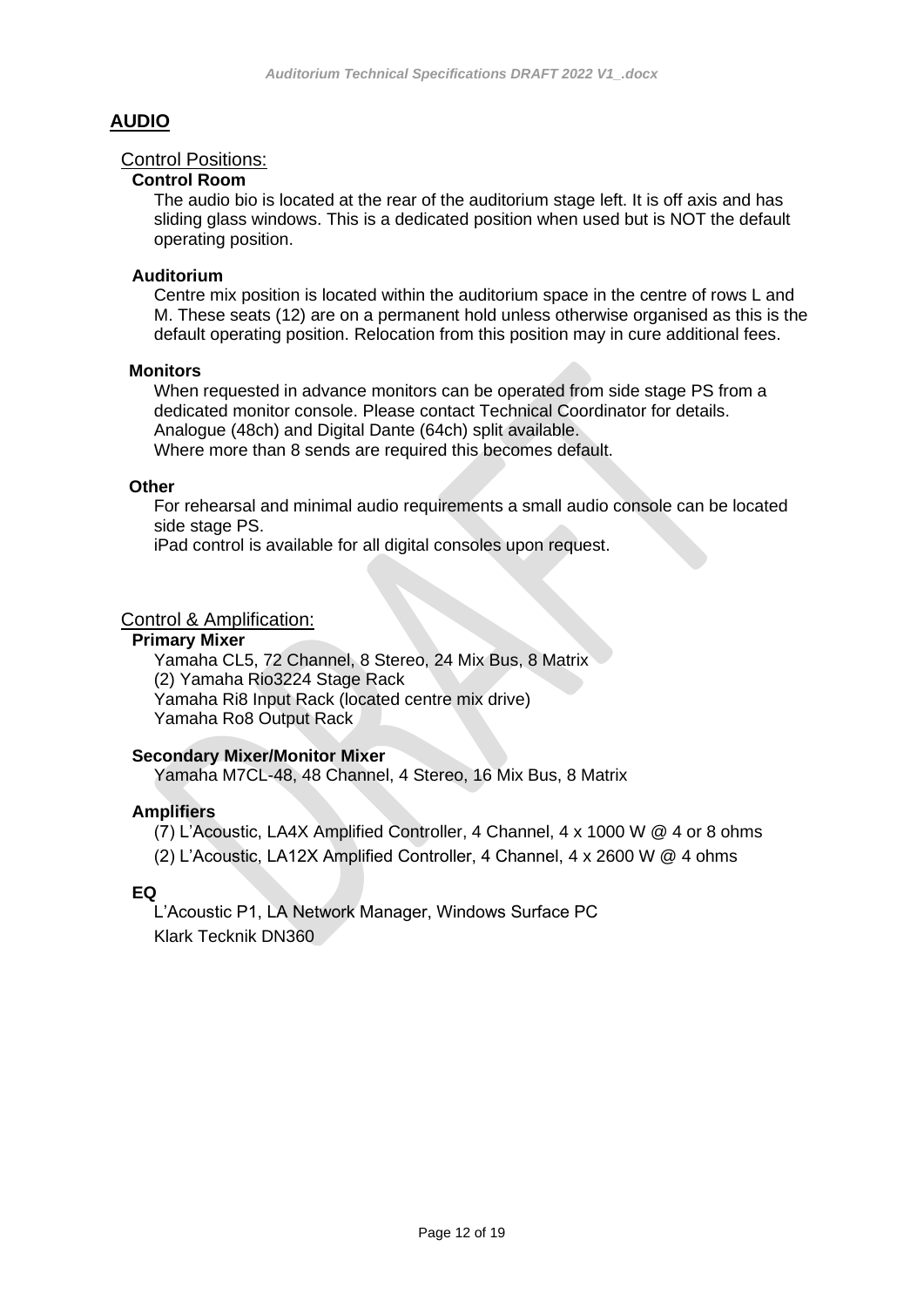# AUDIO

## Control Positions:

### Control Room

The audio bio is located at the rear of the auditorium stage left. It is off axis and has sliding glass windows. This is a dedicated position when used but is NOT the default operating position.

### Auditorium

Centre mix position is located within the auditorium space in the centre of rows L and M. These seats (12) are on a permanent hold unless otherwise organised as this is the default operating position. Relocation from this position may in cure additional fees.

### Monitors

When requested in advance monitors can be operated from side stage PS from a dedicated monitor console. Please contact Technical Coordinator for details.
Analogue (48ch) and Digital Dante (64ch) split available.
Where more than 8 sends are required this becomes default.

### Other

For rehearsal and minimal audio requirements a small audio console can be located side stage PS.
iPad control is available for all digital consoles upon request.

## Control & Amplification:

### Primary Mixer

Yamaha CL5, 72 Channel, 8 Stereo, 24 Mix Bus, 8 Matrix
(2) Yamaha Rio3224 Stage Rack
Yamaha Ri8 Input Rack (located centre mix drive)
Yamaha Ro8 Output Rack

### Secondary Mixer/Monitor Mixer

Yamaha M7CL-48, 48 Channel, 4 Stereo, 16 Mix Bus, 8 Matrix

### Amplifiers

(7) L'Acoustic, LA4X Amplified Controller, 4 Channel, 4 x 1000 W @ 4 or 8 ohms
(2) L'Acoustic, LA12X Amplified Controller, 4 Channel, 4 x 2600 W @ 4 ohms

### EQ

L'Acoustic P1, LA Network Manager, Windows Surface PC
Klark Tecknik DN360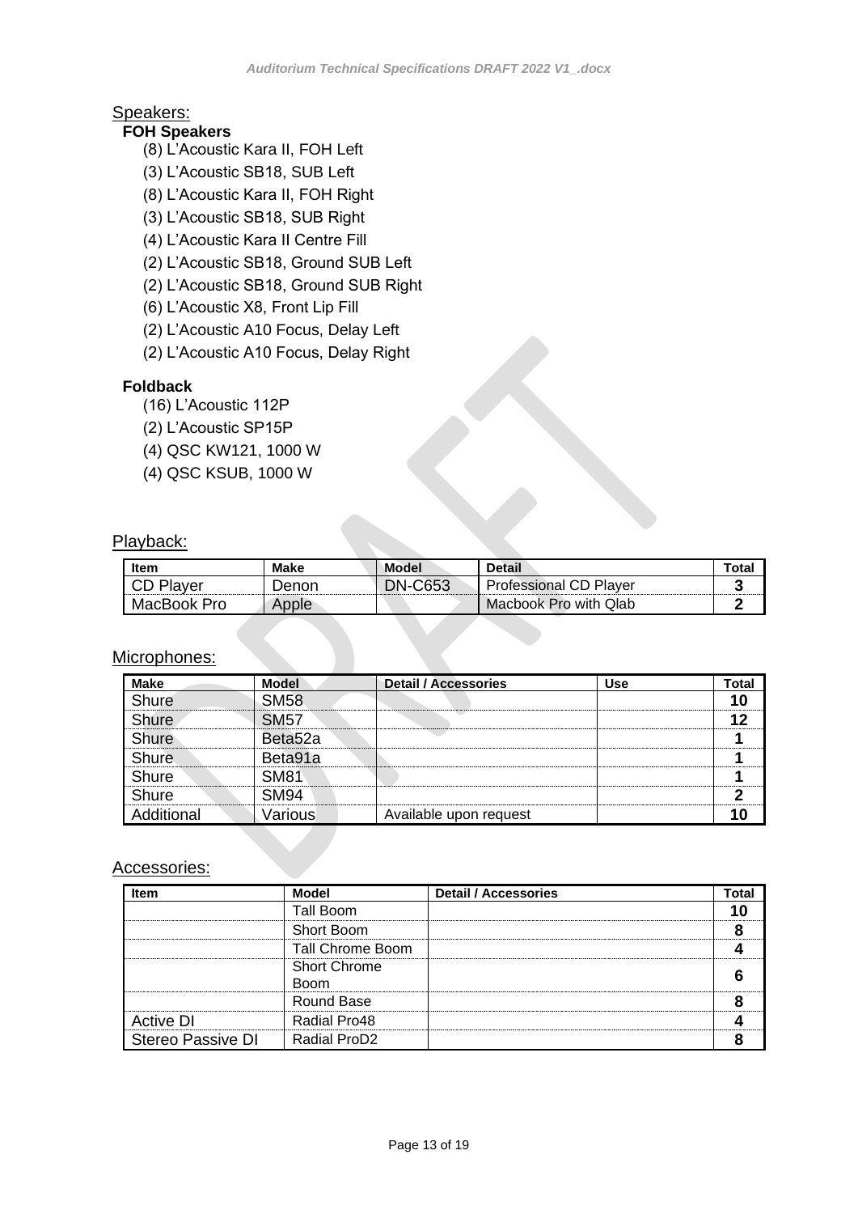## Speakers:

### FOH Speakers

- (8) L'Acoustic Kara II, FOH Left
- (3) L'Acoustic SB18, SUB Left
- (8) L'Acoustic Kara II, FOH Right
- (3) L'Acoustic SB18, SUB Right
- (4) L'Acoustic Kara II Centre Fill
- (2) L'Acoustic SB18, Ground SUB Left
- (2) L'Acoustic SB18, Ground SUB Right
- (6) L'Acoustic X8, Front Lip Fill
- (2) L'Acoustic A10 Focus, Delay Left
- (2) L'Acoustic A10 Focus, Delay Right

### Foldback

- (16) L'Acoustic 112P
- (2) L'Acoustic SP15P
- (4) QSC KW121, 1000 W
- (4) QSC KSUB, 1000 W

## Playback:

| Item | Make | Model | Detail | Total |
|---|---|---|---|---|
| CD Player | Denon | DN-C653 | Professional CD Player | 3 |
| MacBook Pro | Apple | | Macbook Pro with Qlab | 2 |

## Microphones:

| Make | Model | Detail / Accessories | Use | Total |
|---|---|---|---|---|
| Shure | SM58 | | | 10 |
| Shure | SM57 | | | 12 |
| Shure | Beta52a | | | 1 |
| Shure | Beta91a | | | 1 |
| Shure | SM81 | | | 1 |
| Shure | SM94 | | | 2 |
| Additional | Various | Available upon request | | 10 |

## Accessories:

| Item | Model | Detail / Accessories | Total |
|---|---|---|---|
| | Tall Boom | | 10 |
| | Short Boom | | 8 |
| | Tall Chrome Boom | | 4 |
| | Short Chrome Boom | | 6 |
| | Round Base | | 8 |
| Active DI | Radial Pro48 | | 4 |
| Stereo Passive DI | Radial ProD2 | | 8 |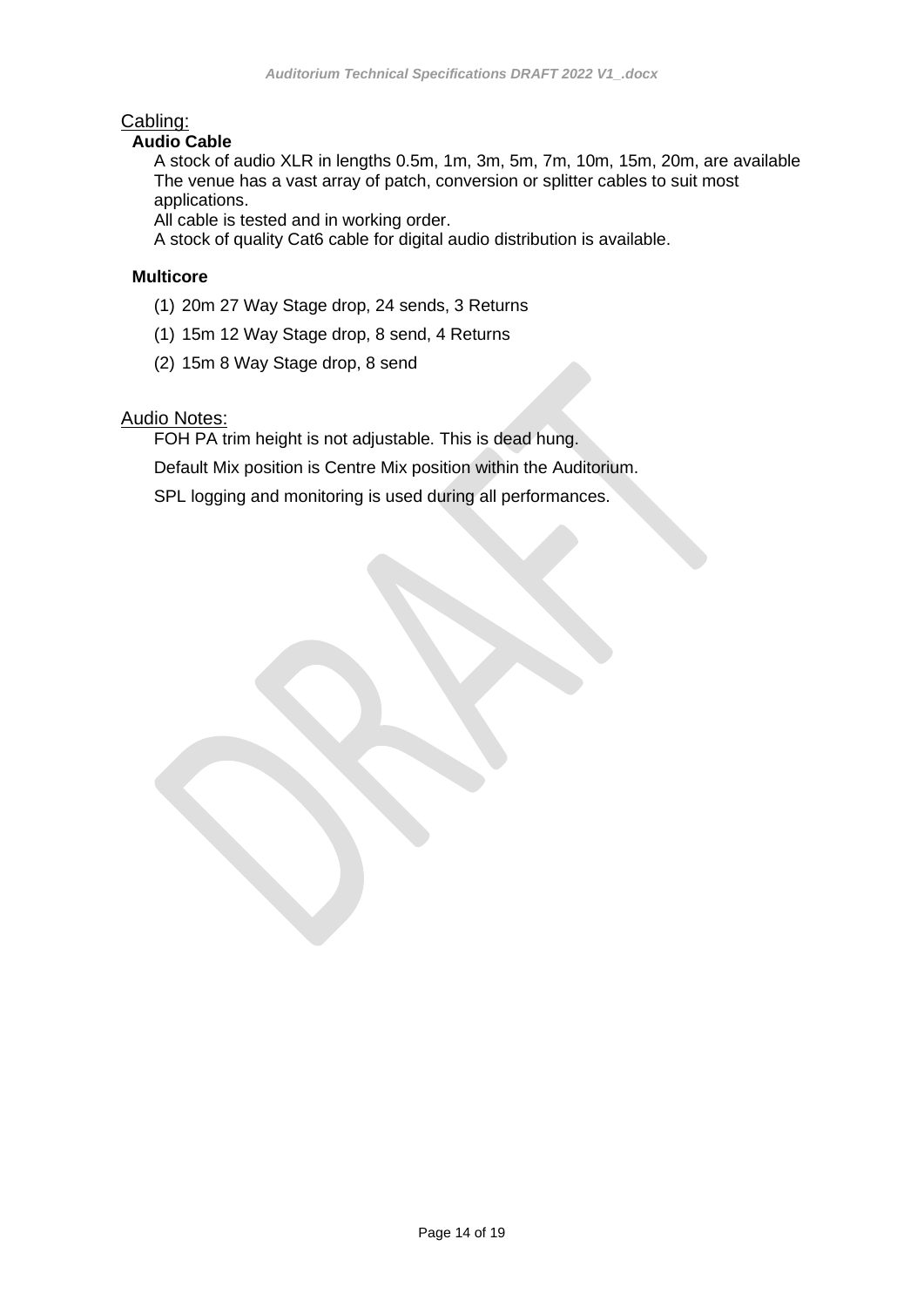## Cabling:

### Audio Cable

A stock of audio XLR in lengths 0.5m, 1m, 3m, 5m, 7m, 10m, 15m, 20m, are available
The venue has a vast array of patch, conversion or splitter cables to suit most applications.
All cable is tested and in working order.
A stock of quality Cat6 cable for digital audio distribution is available.

### Multicore

(1) 20m 27 Way Stage drop, 24 sends, 3 Returns

(1) 15m 12 Way Stage drop, 8 send, 4 Returns

(2) 15m 8 Way Stage drop, 8 send

## Audio Notes:

FOH PA trim height is not adjustable. This is dead hung.

Default Mix position is Centre Mix position within the Auditorium.

SPL logging and monitoring is used during all performances.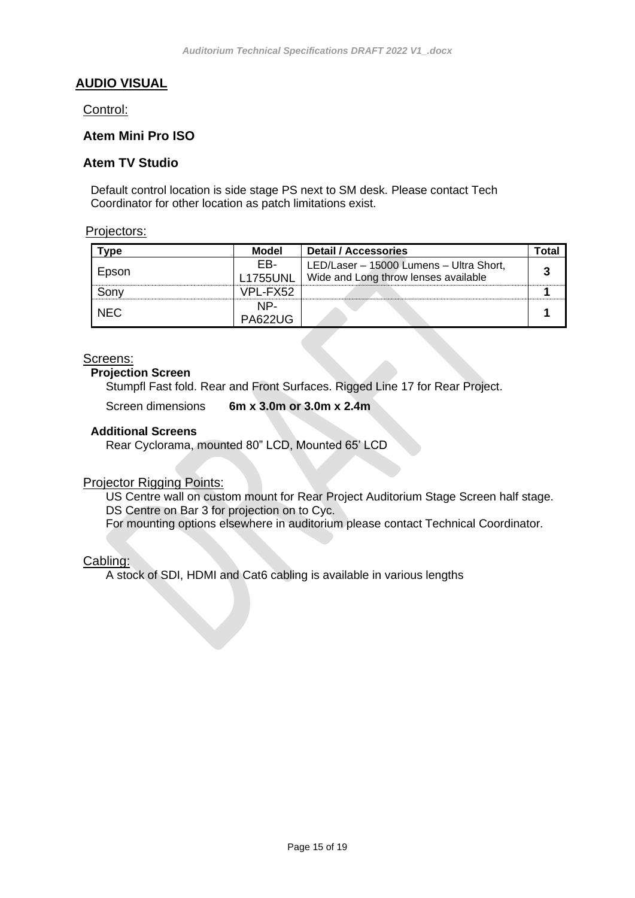## AUDIO VISUAL

### Control:

**Atem Mini Pro ISO**

**Atem TV Studio**

Default control location is side stage PS next to SM desk. Please contact Tech Coordinator for other location as patch limitations exist.

### Projectors:

| Type | Model | Detail / Accessories | Total |
|---|---|---|---|
| Epson | EB-L1755UNL | LED/Laser – 15000 Lumens – Ultra Short, Wide and Long throw lenses available | **3** |
| Sony | VPL-FX52 | | **1** |
| NEC | NP-PA622UG | | **1** |

### Screens:

**Projection Screen**

Stumpfl Fast fold. Rear and Front Surfaces. Rigged Line 17 for Rear Project.

Screen dimensions **6m x 3.0m or 3.0m x 2.4m**

**Additional Screens**

Rear Cyclorama, mounted 80" LCD, Mounted 65' LCD

### Projector Rigging Points:

US Centre wall on custom mount for Rear Project Auditorium Stage Screen half stage.
DS Centre on Bar 3 for projection on to Cyc.
For mounting options elsewhere in auditorium please contact Technical Coordinator.

### Cabling:

A stock of SDI, HDMI and Cat6 cabling is available in various lengths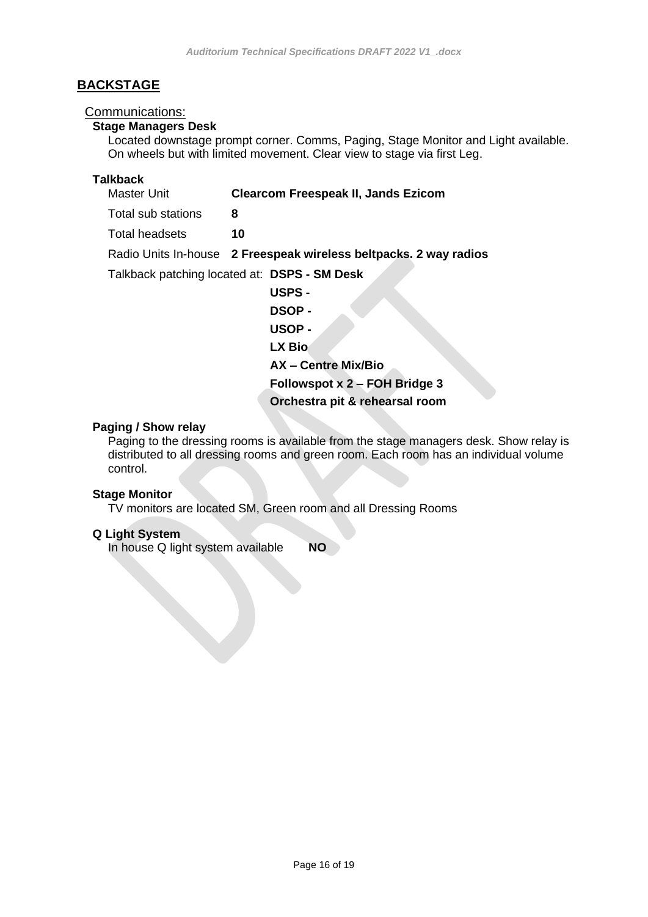## BACKSTAGE

### Communications:

**Stage Managers Desk**

Located downstage prompt corner. Comms, Paging, Stage Monitor and Light available. On wheels but with limited movement. Clear view to stage via first Leg.

**Talkback**

| | |
|---|---|
| Master Unit | **Clearcom Freespeak II, Jands Ezicom** |
| Total sub stations | **8** |
| Total headsets | **10** |
| Radio Units In-house | **2 Freespeak wireless beltpacks. 2 way radios** |

Talkback patching located at:
- **DSPS - SM Desk**
- **USPS -**
- **DSOP -**
- **USOP -**
- **LX Bio**
- **AX – Centre Mix/Bio**
- **Followspot x 2 – FOH Bridge 3**
- **Orchestra pit & rehearsal room**

**Paging / Show relay**

Paging to the dressing rooms is available from the stage managers desk. Show relay is distributed to all dressing rooms and green room. Each room has an individual volume control.

**Stage Monitor**

TV monitors are located SM, Green room and all Dressing Rooms

**Q Light System**

In house Q light system available **NO**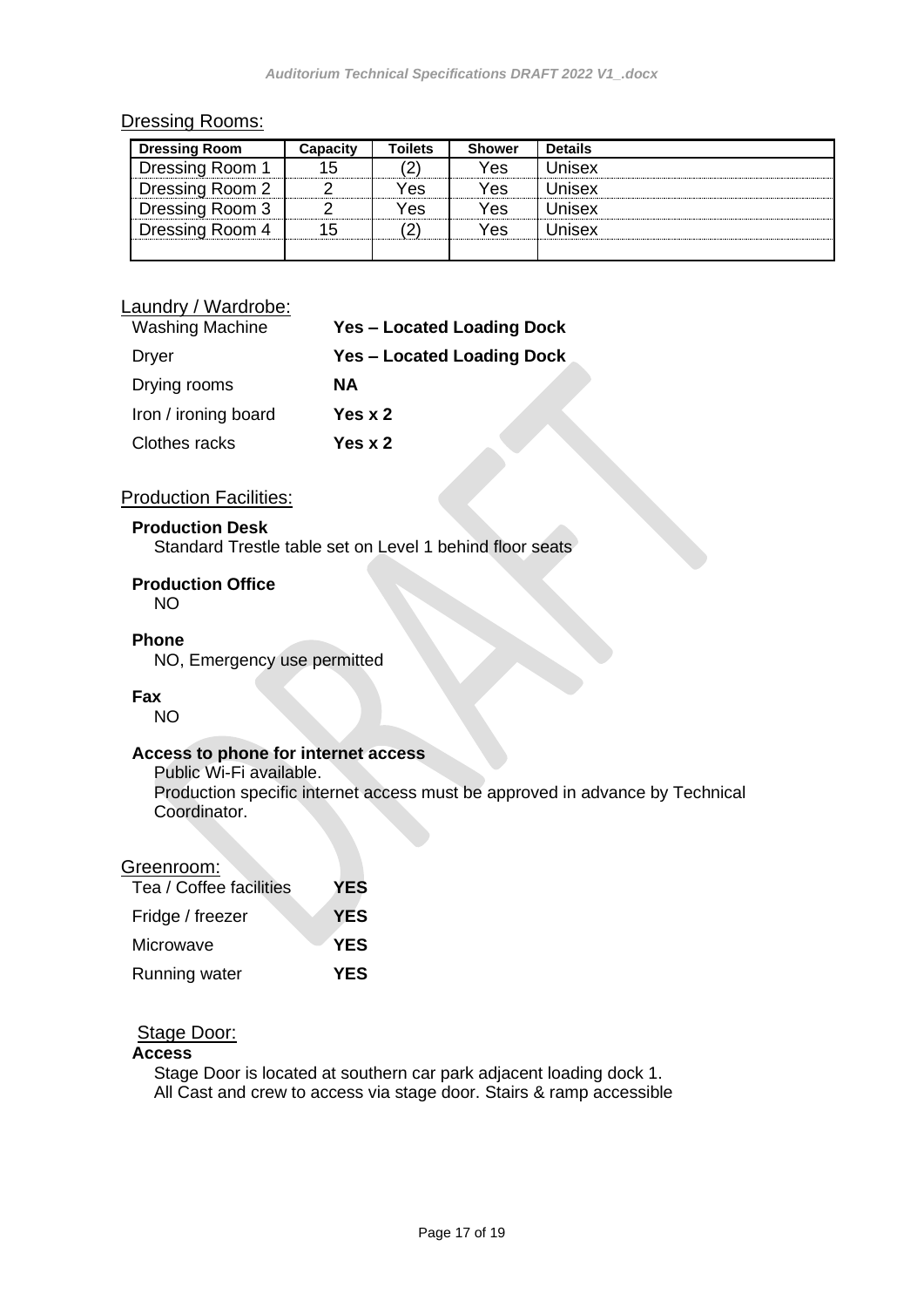## Dressing Rooms:

| Dressing Room | Capacity | Toilets | Shower | Details |
|---|---|---|---|---|
| Dressing Room 1 | 15 | (2) | Yes | Unisex |
| Dressing Room 2 | 2 | Yes | Yes | Unisex |
| Dressing Room 3 | 2 | Yes | Yes | Unisex |
| Dressing Room 4 | 15 | (2) | Yes | Unisex |
| | | | | |

## Laundry / Wardrobe:

| | |
|---|---|
| Washing Machine | **Yes – Located Loading Dock** |
| Dryer | **Yes – Located Loading Dock** |
| Drying rooms | **NA** |
| Iron / ironing board | **Yes x 2** |
| Clothes racks | **Yes x 2** |

## Production Facilities:

**Production Desk**
Standard Trestle table set on Level 1 behind floor seats

**Production Office**
NO

**Phone**
NO, Emergency use permitted

**Fax**
NO

**Access to phone for internet access**
Public Wi-Fi available.
Production specific internet access must be approved in advance by Technical Coordinator.

## Greenroom:

| | |
|---|---|
| Tea / Coffee facilities | **YES** |
| Fridge / freezer | **YES** |
| Microwave | **YES** |
| Running water | **YES** |

## Stage Door:

**Access**
Stage Door is located at southern car park adjacent loading dock 1.
All Cast and crew to access via stage door. Stairs & ramp accessible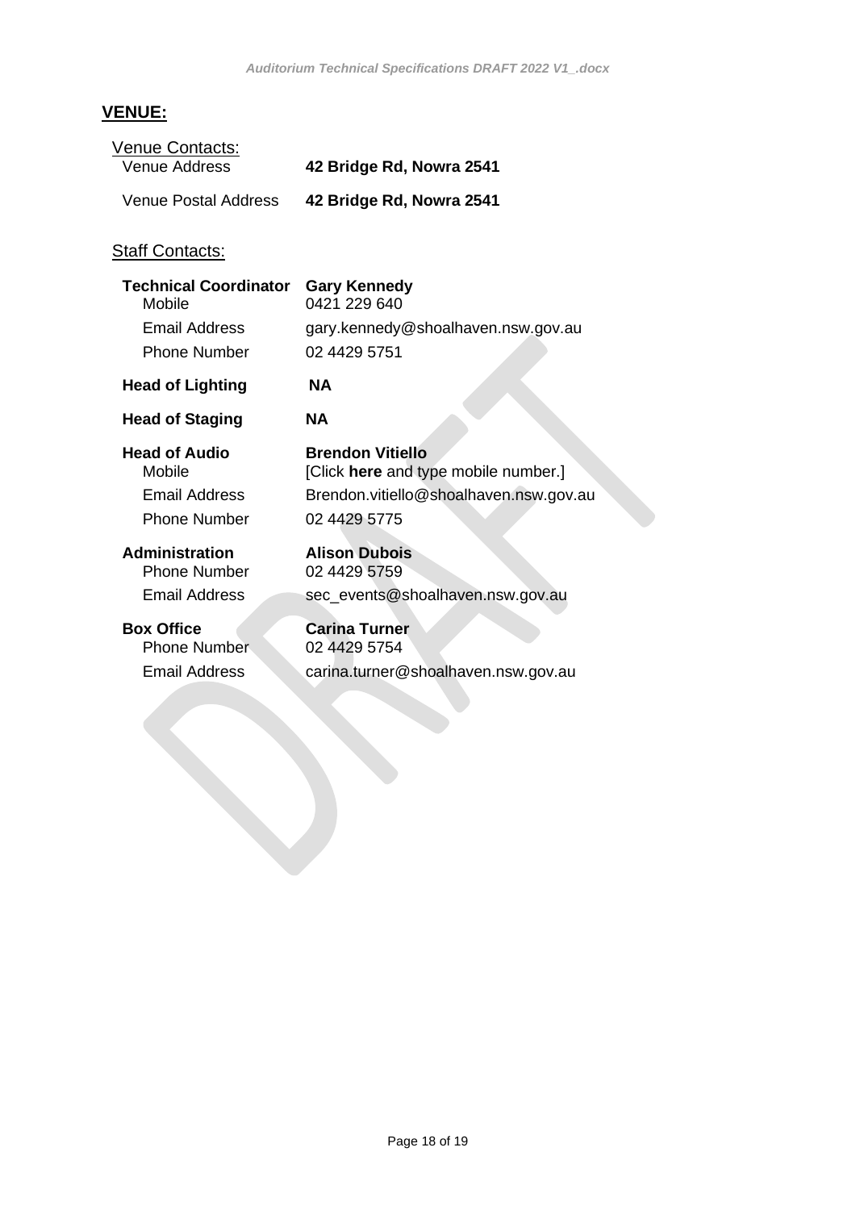## VENUE:

### Venue Contacts:

| | |
|---|---|
| Venue Address | **42 Bridge Rd, Nowra 2541** |
| Venue Postal Address | **42 Bridge Rd, Nowra 2541** |

### Staff Contacts:

| | |
|---|---|
| **Technical Coordinator** | **Gary Kennedy** |
| Mobile | 0421 229 640 |
| Email Address | gary.kennedy@shoalhaven.nsw.gov.au |
| Phone Number | 02 4429 5751 |
| **Head of Lighting** | **NA** |
| **Head of Staging** | **NA** |
| **Head of Audio** | **Brendon Vitiello** |
| Mobile | [Click **here** and type mobile number.] |
| Email Address | Brendon.vitiello@shoalhaven.nsw.gov.au |
| Phone Number | 02 4429 5775 |
| **Administration** | **Alison Dubois** |
| Phone Number | 02 4429 5759 |
| Email Address | sec_events@shoalhaven.nsw.gov.au |
| **Box Office** | **Carina Turner** |
| Phone Number | 02 4429 5754 |
| Email Address | carina.turner@shoalhaven.nsw.gov.au |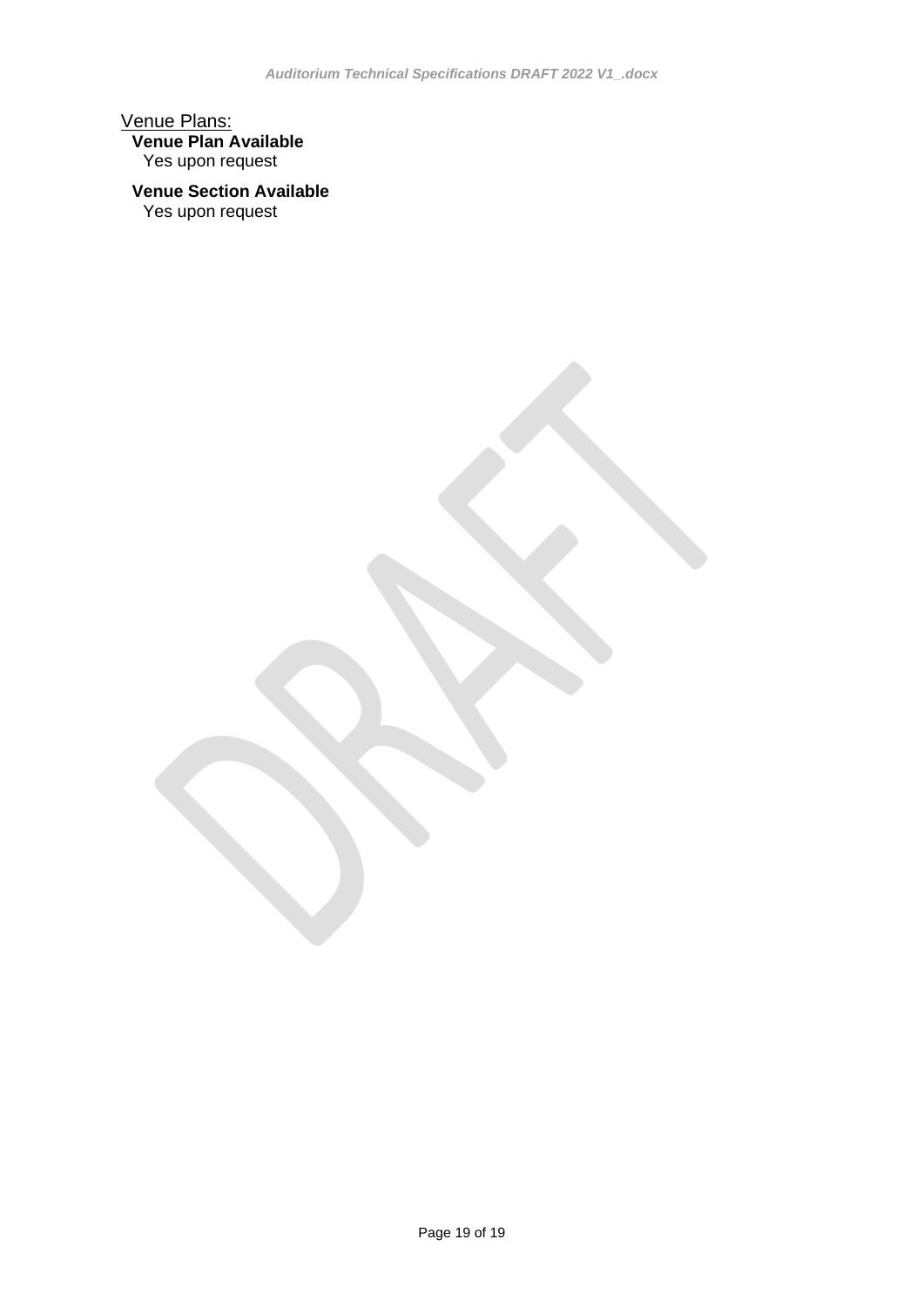Venue Plans:

**Venue Plan Available**

Yes upon request

**Venue Section Available**

Yes upon request